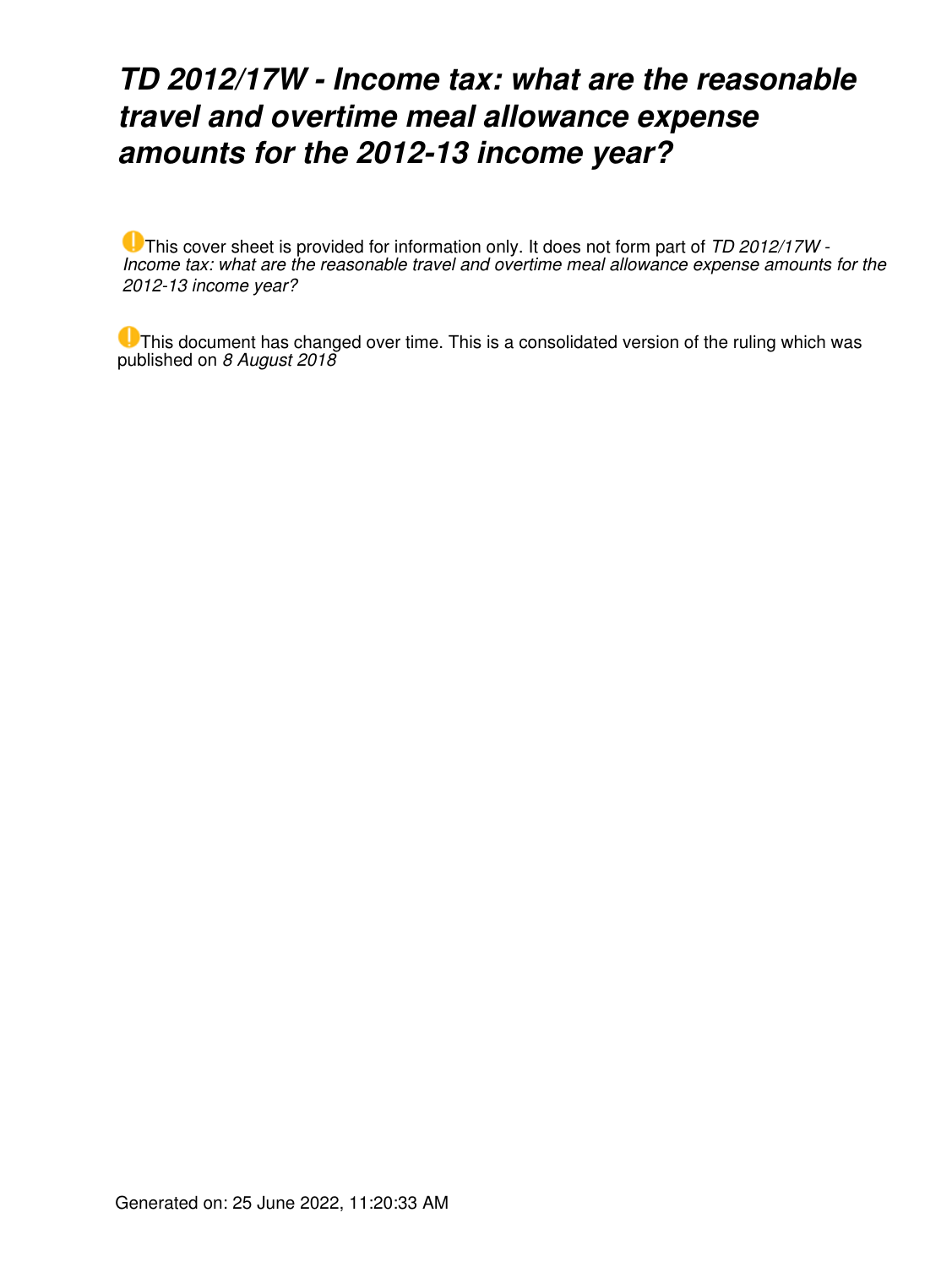# *TD 2012/17W - Income tax: what are the reasonable travel and overtime meal allowance expense amounts for the 2012-13 income year?*

This cover sheet is provided for information only. It does not form part of *TD 2012/17W - Income tax: what are the reasonable travel and overtime meal allowance expense amounts for the 2012-13 income year?*

This document has changed over time. This is a consolidated version of the ruling which was published on *8 August 2018*

Generated on: 25 June 2022, 11:20:33 AM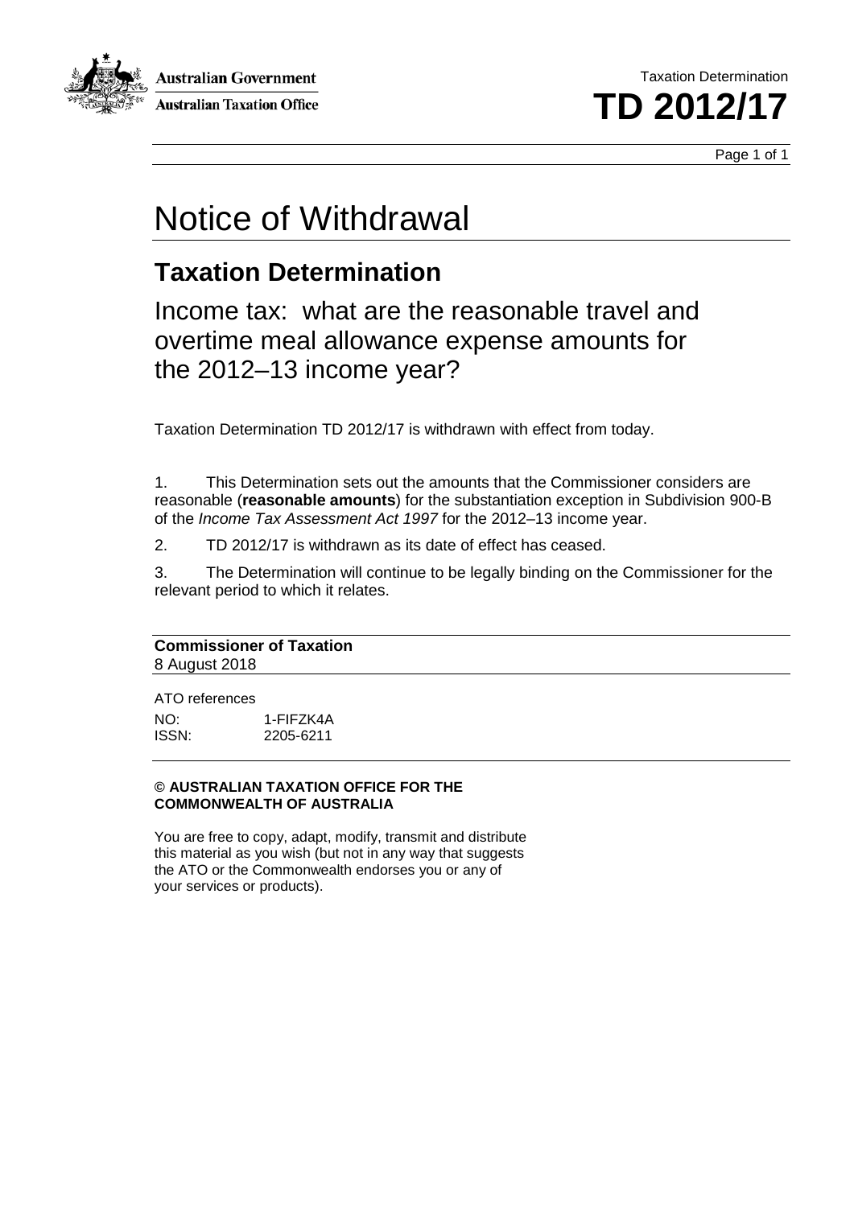Taxation Determination

**TD 2012/17**

# Notice of Withdrawal

## Taxation Determination

Income tax: what are the reasonable travel and overtime meal allowance expense amounts for the 2012–13 income year?

Taxation Determination TD 2012/17 is withdrawn with effect from today.

1. This Determination sets out the amounts that the Commissioner considers are reasonable (**reasonable amounts**) for the substantiation exception in Subdivision 900-B of the *Income Tax Assessment Act 1997* for the 2012–13 income year.

2. TD 2012/17 is withdrawn as its date of effect has ceased.

3. The Determination will continue to be legally binding on the Commissioner for the relevant period to which it relates.

**Commissioner of Taxation**
8 August 2018

ATO references

| | |
|---|---|
| NO: | 1-FIFZK4A |
| ISSN: | 2205-6211 |

**© AUSTRALIAN TAXATION OFFICE FOR THE COMMONWEALTH OF AUSTRALIA**

You are free to copy, adapt, modify, transmit and distribute this material as you wish (but not in any way that suggests the ATO or the Commonwealth endorses you or any of your services or products).